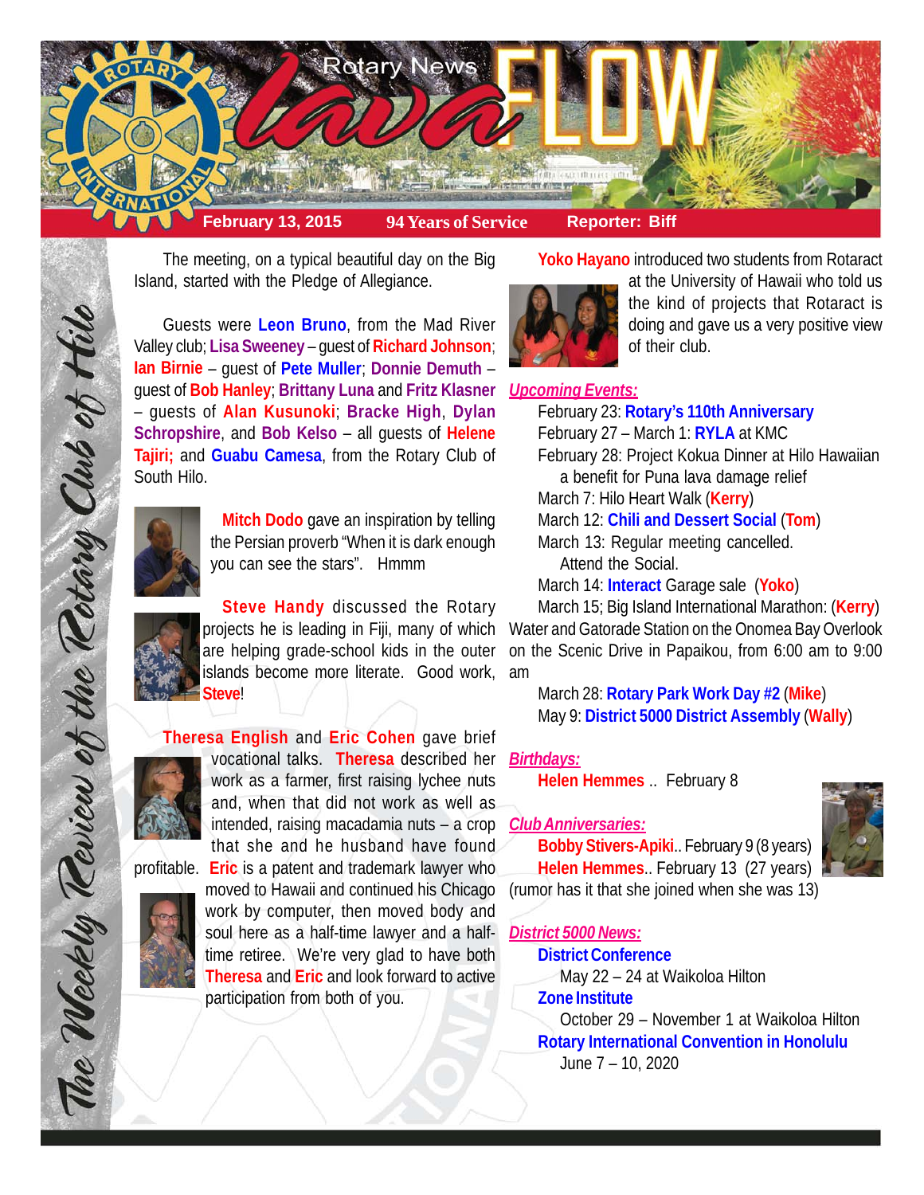# Rotary News Lava FLOW

**February 13, 2015** | **94 Years of Service** | **Reporter: Biff**

*The Weekly Review of the Rotary Club of Hilo*

The meeting, on a typical beautiful day on the Big Island, started with the Pledge of Allegiance.

Guests were **Leon Bruno**, from the Mad River Valley club; **Lisa Sweeney** – guest of **Richard Johnson**; **Ian Birnie** – guest of **Pete Muller**; **Donnie Demuth** – guest of **Bob Hanley**; **Brittany Luna** and **Fritz Klasner** – guests of **Alan Kusunoki**; **Bracke High**, **Dylan Schropshire**, and **Bob Kelso** – all guests of **Helene Tajiri;** and **Guabu Camesa**, from the Rotary Club of South Hilo.

**Mitch Dodo** gave an inspiration by telling the Persian proverb "When it is dark enough you can see the stars". Hmmm

**Steve Handy** discussed the Rotary projects he is leading in Fiji, many of which are helping grade-school kids in the outer islands become more literate. Good work, **Steve**!

**Theresa English** and **Eric Cohen** gave brief vocational talks. **Theresa** described her work as a farmer, first raising lychee nuts and, when that did not work as well as intended, raising macadamia nuts – a crop that she and he husband have found profitable. **Eric** is a patent and trademark lawyer who moved to Hawaii and continued his Chicago work by computer, then moved body and soul here as a half-time lawyer and a half-time retiree. We're very glad to have both **Theresa** and **Eric** and look forward to active participation from both of you.

**Yoko Hayano** introduced two students from Rotaract at the University of Hawaii who told us the kind of projects that Rotaract is doing and gave us a very positive view of their club.

## *Upcoming Events:*

- February 23: **Rotary's 110th Anniversary**
- February 27 – March 1: **RYLA** at KMC
- February 28: Project Kokua Dinner at Hilo Hawaiian a benefit for Puna lava damage relief
- March 7: Hilo Heart Walk (**Kerry**)
- March 12: **Chili and Dessert Social** (**Tom**)
- March 13: Regular meeting cancelled. Attend the Social.
- March 14: **Interact** Garage sale (**Yoko**)
- March 15; Big Island International Marathon: (**Kerry**) Water and Gatorade Station on the Onomea Bay Overlook on the Scenic Drive in Papaikou, from 6:00 am to 9:00 am
- March 28: **Rotary Park Work Day #2** (**Mike**)
- May 9: **District 5000 District Assembly** (**Wally**)

## *Birthdays:*

**Helen Hemmes** .. February 8

## *Club Anniversaries:*

**Bobby Stivers-Apiki**.. February 9 (8 years)
**Helen Hemmes**.. February 13 (27 years)
(rumor has it that she joined when she was 13)

## *District 5000 News:*

**District Conference**
May 22 – 24 at Waikoloa Hilton

**Zone Institute**
October 29 – November 1 at Waikoloa Hilton

**Rotary International Convention in Honolulu**
June 7 – 10, 2020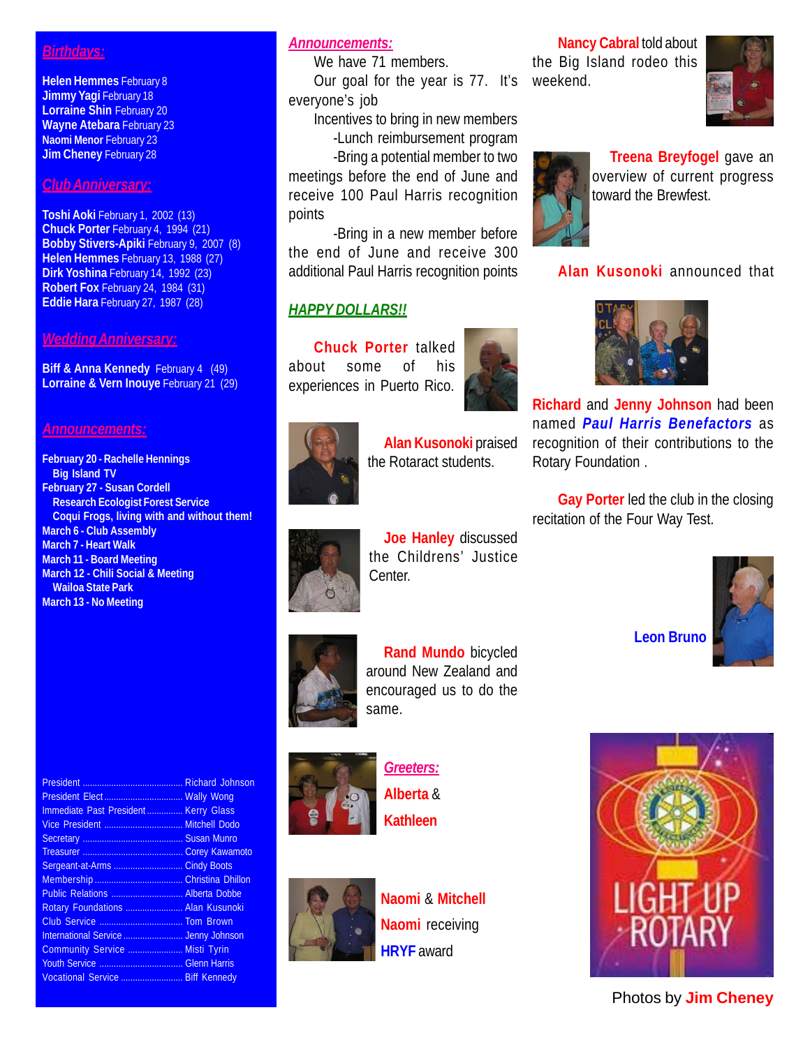## Birthdays:

**Helen Hemmes** February 8
**Jimmy Yagi** February 18
**Lorraine Shin** February 20
**Wayne Atebara** February 23
**Naomi Menor** February 23
**Jim Cheney** February 28

## Club Anniversary:

**Toshi Aoki** February 1, 2002 (13)
**Chuck Porter** February 4, 1994 (21)
**Bobby Stivers-Apiki** February 9, 2007 (8)
**Helen Hemmes** February 13, 1988 (27)
**Dirk Yoshina** February 14, 1992 (23)
**Robert Fox** February 24, 1984 (31)
**Eddie Hara** February 27, 1987 (28)

## Wedding Anniversary:

**Biff & Anna Kennedy** February 4 (49)
**Lorraine & Vern Inouye** February 21 (29)

## Announcements:

**February 20 - Rachelle Hennings**
**Big Island TV**
**February 27 - Susan Cordell**
**Research Ecologist Forest Service**
**Coqui Frogs, living with and without them!**
**March 6 - Club Assembly**
**March 7 - Heart Walk**
**March 11 - Board Meeting**
**March 12 - Chili Social & Meeting**
**Wailoa State Park**
**March 13 - No Meeting**

| | |
|---|---|
| President | Richard Johnson |
| President Elect | Wally Wong |
| Immediate Past President | Kerry Glass |
| Vice President | Mitchell Dodo |
| Secretary | Susan Munro |
| Treasurer | Corey Kawamoto |
| Sergeant-at-Arms | Cindy Boots |
| Membership | Christina Dhillon |
| Public Relations | Alberta Dobbe |
| Rotary Foundations | Alan Kusunoki |
| Club Service | Tom Brown |
| International Service | Jenny Johnson |
| Community Service | Misti Tyrin |
| Youth Service | Glenn Harris |
| Vocational Service | Biff Kennedy |

## Announcements:

We have 71 members.

Our goal for the year is 77. It's everyone's job

Incentives to bring in new members

-Lunch reimbursement program

-Bring a potential member to two meetings before the end of June and receive 100 Paul Harris recognition points

-Bring in a new member before the end of June and receive 300 additional Paul Harris recognition points

## HAPPY DOLLARS!!

**Chuck Porter** talked about some of his experiences in Puerto Rico.

**Alan Kusonoki** praised the Rotaract students.

**Joe Hanley** discussed the Childrens' Justice Center.

**Rand Mundo** bicycled around New Zealand and encouraged us to do the same.

*Greeters:*
**Alberta** &
**Kathleen**

**Naomi** & **Mitchell**
**Naomi** receiving
**HRYF** award

**Nancy Cabral** told about the Big Island rodeo this weekend.

**Treena Breyfogel** gave an overview of current progress toward the Brewfest.

**Alan Kusonoki** announced that

**Richard** and **Jenny Johnson** had been named ***Paul Harris Benefactors*** as recognition of their contributions to the Rotary Foundation .

**Gay Porter** led the club in the closing recitation of the Four Way Test.

**Leon Bruno**

LIGHT UP ROTARY

Photos by **Jim Cheney**